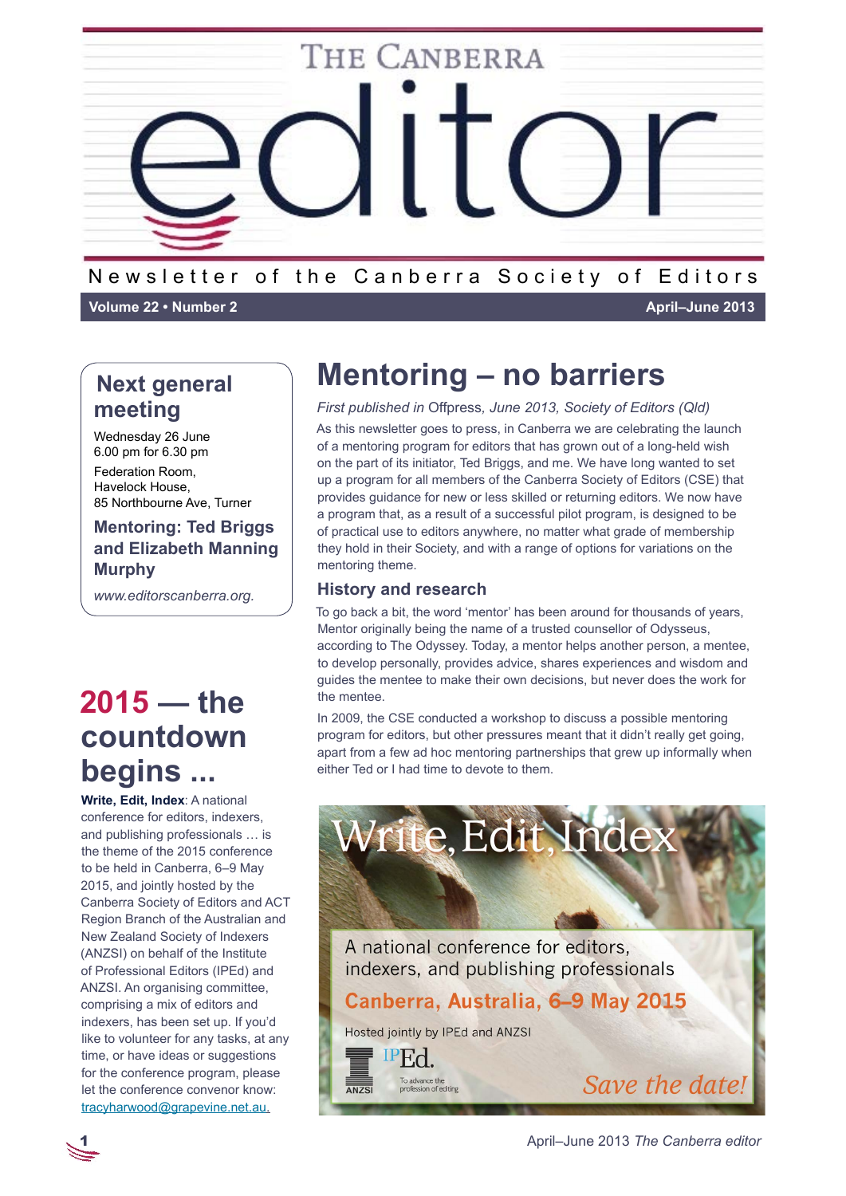# The Canberra editor

Newsletter of the Canberra Society of Editors

**Volume 22 • Number 2** **April–June 2013**

## Next general meeting

Wednesday 26 June
6.00 pm for 6.30 pm

Federation Room,
Havelock House,
85 Northbourne Ave, Turner

**Mentoring: Ted Briggs and Elizabeth Manning Murphy**

*www.editorscanberra.org.*

# Mentoring – no barriers

*First published in* Offpress*, June 2013, Society of Editors (Qld)*

As this newsletter goes to press, in Canberra we are celebrating the launch of a mentoring program for editors that has grown out of a long-held wish on the part of its initiator, Ted Briggs, and me. We have long wanted to set up a program for all members of the Canberra Society of Editors (CSE) that provides guidance for new or returning editors. We now have a program that, as a result of a successful pilot program, is designed to be of practical use to editors anywhere, no matter what grade of membership they hold in their Society, and with a range of options for variations on the mentoring theme.

### History and research

To go back a bit, the word 'mentor' has been around for thousands of years. Mentor originally being the name of a trusted counsellor of Odysseus, according to The Odyssey. Today, a mentor helps another person, a mentee, to develop personally, provides advice, shares experiences and wisdom and guides the mentee to make their own decisions, but never does the work for the mentee.

In 2009, the CSE conducted a workshop to discuss a possible mentoring program for editors, but other pressures meant that it didn't really get going, apart from a few ad hoc mentoring partnerships that grew up informally when either Ted or I had time to devote to them.

Write, Edit, Index

A national conference for editors, indexers, and publishing professionals

Canberra, Australia, 6–9 May 2015

Hosted jointly by IPEd and ANZSI

ANZSI IPEd. To advance the profession of editing

*Save the date!*

## 2015 — the countdown begins ...

**Write, Edit, Index**: A national conference for editors, indexers, and publishing professionals … is the theme of the 2015 conference to be held in Canberra, 6–9 May 2015, and jointly hosted by the Canberra Society of Editors and ACT Region Branch of the Australian and New Zealand Society of Indexers (ANZSI) on behalf of the Institute of Professional Editors (IPEd) and ANZSI. An organising committee, comprising a mix of editors and indexers, has been set up. If you'd like to volunteer for any tasks, at any time, or have ideas or suggestions for the conference program, please let the conference convenor know: tracyharwood@grapevine.net.au.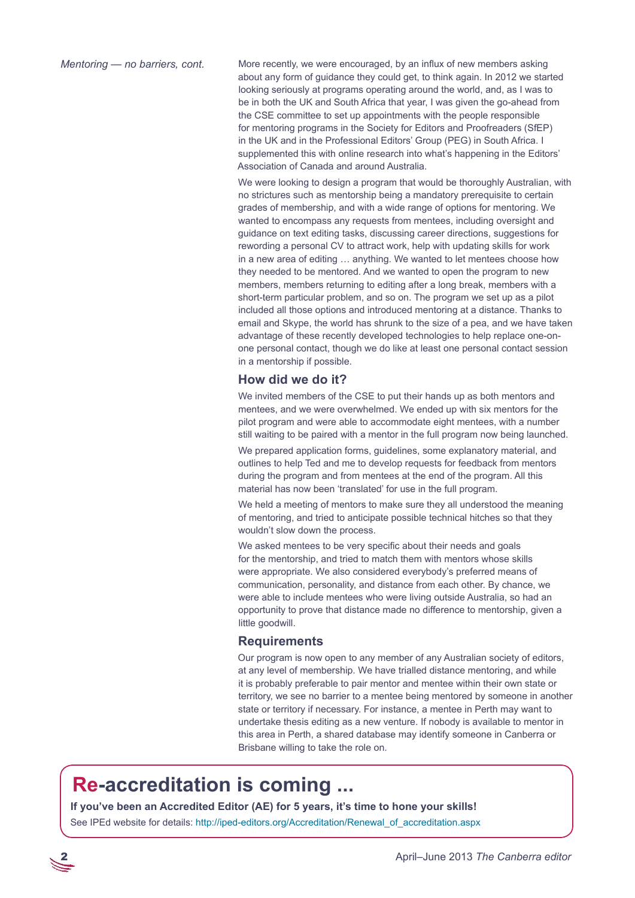*Mentoring — no barriers, cont.*

More recently, we were encouraged, by an influx of new members asking about any form of guidance they could get, to think again. In 2012 we started looking seriously at programs operating around the world, and, as I was to be in both the UK and South Africa that year, I was given the go-ahead from the CSE committee to set up appointments with the people responsible for mentoring programs in the Society for Editors and Proofreaders (SfEP) in the UK and in the Professional Editors' Group (PEG) in South Africa. I supplemented this with online research into what's happening in the Editors' Association of Canada and around Australia.

We were looking to design a program that would be thoroughly Australian, with no strictures such as mentorship being a mandatory prerequisite to certain grades of membership, and with a wide range of options for mentoring. We wanted to encompass any requests from mentees, including oversight and guidance on text editing tasks, discussing career directions, suggestions for rewording a personal CV to attract work, help with updating skills for work in a new area of editing … anything. We wanted to let mentees choose how they needed to be mentored. And we wanted to open the program to new members, members returning to editing after a long break, members with a short-term particular problem, and so on. The program we set up as a pilot included all those options and introduced mentoring at a distance. Thanks to email and Skype, the world has shrunk to the size of a pea, and we have taken advantage of these recently developed technologies to help replace one-on-one personal contact, though we do like at least one personal contact session in a mentorship if possible.

### How did we do it?

We invited members of the CSE to put their hands up as both mentors and mentees, and we were overwhelmed. We ended up with six mentors for the pilot program and were able to accommodate eight mentees, with a number still waiting to be paired with a mentor in the full program now being launched.

We prepared application forms, guidelines, some explanatory material, and outlines to help Ted and me to develop requests for feedback from mentors during the program and from mentees at the end of the program. All this material has now been 'translated' for use in the full program.

We held a meeting of mentors to make sure they all understood the meaning of mentoring, and tried to anticipate possible technical hitches so that they wouldn't slow down the process.

We asked mentees to be very specific about their needs and goals for the mentorship, and tried to match them with mentors whose skills were appropriate. We also considered everybody's preferred means of communication, personality, and distance from each other. By chance, we were able to include mentees who were living outside Australia, so had an opportunity to prove that distance made no difference to mentorship, given a little goodwill.

### Requirements

Our program is now open to any member of any Australian society of editors, at any level of membership. We have trialled distance mentoring, and while it is probably preferable to pair mentor and mentee within their own state or territory, we see no barrier to a mentee being mentored by someone in another state or territory if necessary. For instance, a mentee in Perth may want to undertake thesis editing as a new venture. If nobody is available to mentor in this area in Perth, a shared database may identify someone in Canberra or Brisbane willing to take the role on.

## Re-accreditation is coming ...

**If you've been an Accredited Editor (AE) for 5 years, it's time to hone your skills!**

See IPEd website for details: http://iped-editors.org/Accreditation/Renewal_of_accreditation.aspx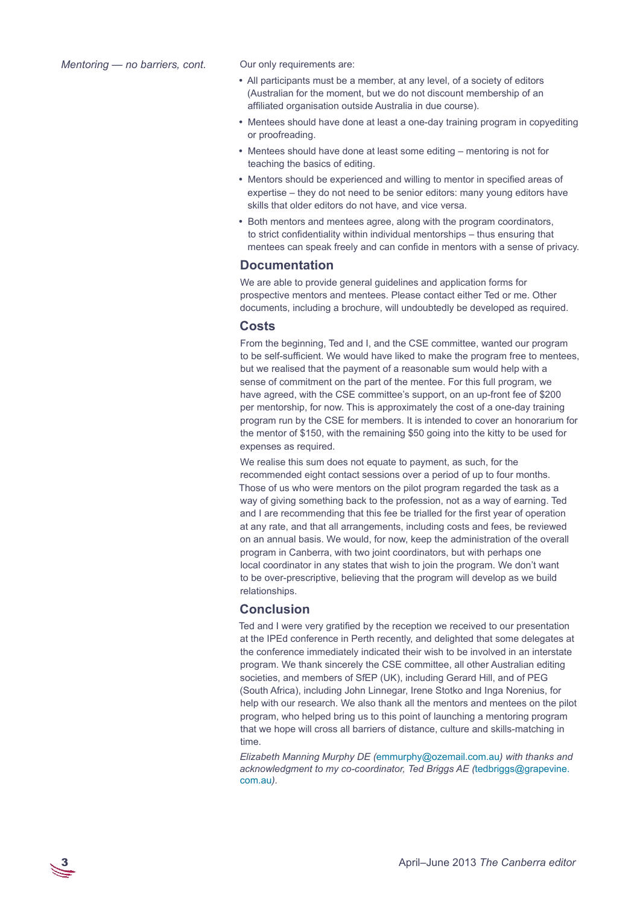*Mentoring — no barriers, cont.*

Our only requirements are:

- All participants must be a member, at any level, of a society of editors (Australian for the moment, but we do not discount membership of an affiliated organisation outside Australia in due course).
- Mentees should have done at least a one-day training program in copyediting or proofreading.
- Mentees should have done at least some editing – mentoring is not for teaching the basics of editing.
- Mentors should be experienced and willing to mentor in specified areas of expertise – they do not need to be senior editors: many young editors have skills that older editors do not have, and vice versa.
- Both mentors and mentees agree, along with the program coordinators, to strict confidentiality within individual mentorships – thus ensuring that mentees can speak freely and can confide in mentors with a sense of privacy.

## Documentation

We are able to provide general guidelines and application forms for prospective mentors and mentees. Please contact either Ted or me. Other documents, including a brochure, will undoubtedly be developed as required.

## Costs

From the beginning, Ted and I, and the CSE committee, wanted our program to be self-sufficient. We would have liked to make the program free to mentees, but we realised that the payment of a reasonable sum would help with a sense of commitment on the part of the mentee. For this full program, we have agreed, with the CSE committee's support, on an up-front fee of $200 per mentorship, for now. This is approximately the cost of a one-day training program run by the CSE for members. It is intended to cover an honorarium for the mentor of $150, with the remaining $50 going into the kitty to be used for expenses as required.

We realise this sum does not equate to payment, as such, for the recommended eight contact sessions over a period of up to four months. Those of us who were mentors on the pilot program regarded the task as a way of giving something back to the profession, not as a way of earning. Ted and I are recommending that this fee be trialled for the first year of operation at any rate, and that all arrangements, including costs and fees, be reviewed on an annual basis. We would, for now, keep the administration of the overall program in Canberra, with two joint coordinators, but with perhaps one local coordinator in any states that wish to join the program. We don't want to be over-prescriptive, believing that the program will develop as we build relationships.

## Conclusion

Ted and I were very gratified by the reception we received to our presentation at the IPEd conference in Perth recently, and delighted that some delegates at the conference immediately indicated their wish to be involved in an interstate program. We thank sincerely the CSE committee, all other Australian editing societies, and members of SfEP (UK), including Gerard Hill, and of PEG (South Africa), including John Linnegar, Irene Stotko and Inga Norenius, for help with our research. We also thank all the mentors and mentees on the pilot program, who helped bring us to this point of launching a mentoring program that we hope will cross all barriers of distance, culture and skills-matching in time.

*Elizabeth Manning Murphy DE (emmurphy@ozemail.com.au) with thanks and acknowledgment to my co-coordinator, Ted Briggs AE (tedbriggs@grapevine.com.au).*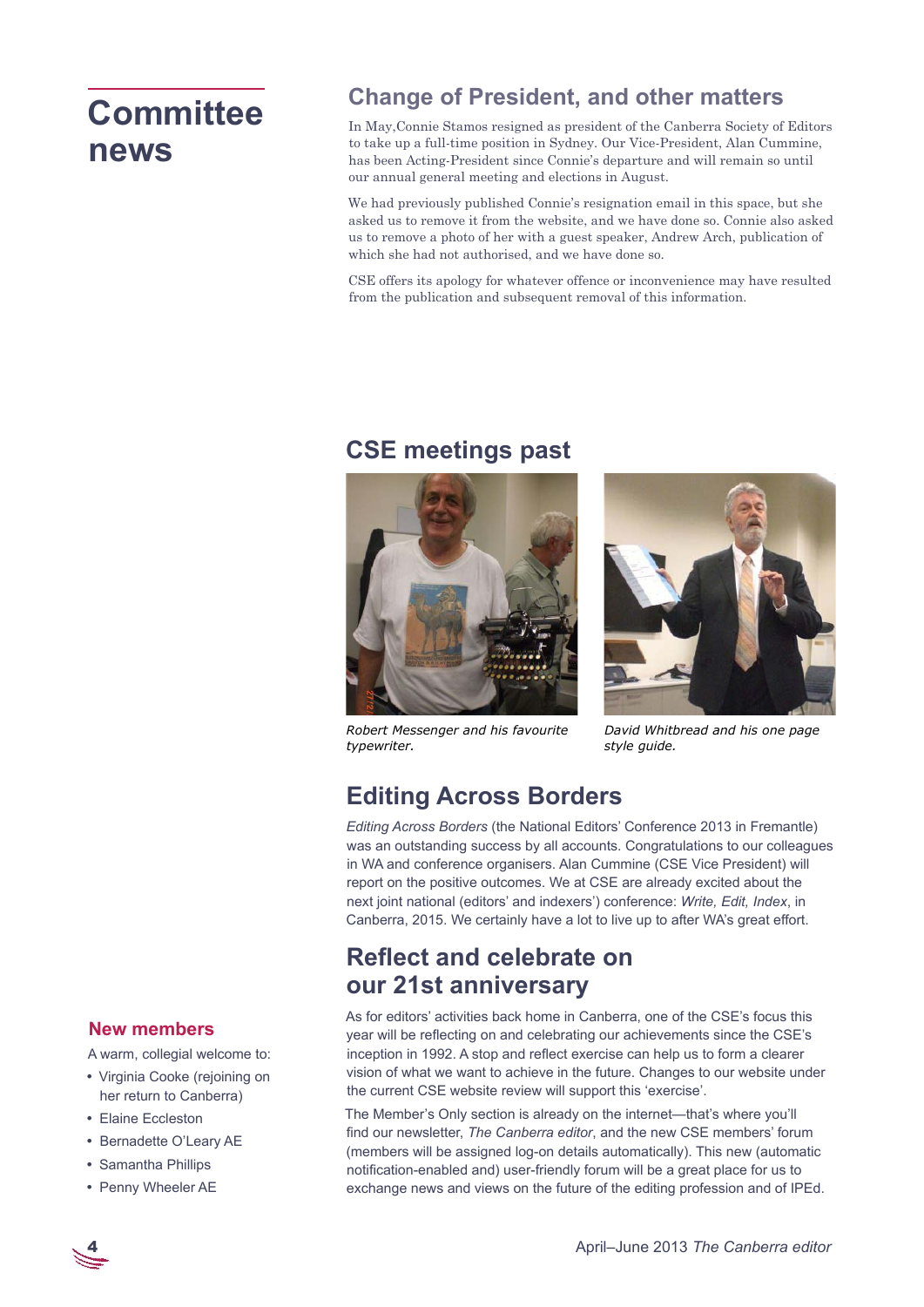# Committee news

## Change of President, and other matters

In May,Connie Stamos resigned as president of the Canberra Society of Editors to take up a full-time position in Sydney. Our Vice-President, Alan Cummine, has been Acting-President since Connie's departure and will remain so until our annual general meeting and elections in August.

We had previously published Connie's resignation email in this space, but she asked us to remove it from the website, and we have done so. Connie also asked us to remove a photo of her with a guest speaker, Andrew Arch, publication of which she had not authorised, and we have done so.

CSE offers its apology for whatever offence or inconvenience may have resulted from the publication and subsequent removal of this information.

## CSE meetings past

*Robert Messenger and his favourite typewriter.*

*David Whitbread and his one page style guide.*

## Editing Across Borders

*Editing Across Borders* (the National Editors' Conference 2013 in Fremantle) was an outstanding success by all accounts. Congratulations to our colleagues in WA and conference organisers. Alan Cummine (CSE Vice President) will report on the positive outcomes. We at CSE are already excited about the next joint national (editors' and indexers') conference: *Write, Edit, Index*, in Canberra, 2015. We certainly have a lot to live up to after WA's great effort.

## Reflect and celebrate on our 21st anniversary

As for editors' activities back home in Canberra, one of the CSE's focus this year will be reflecting on and celebrating our achievements since the CSE's inception in 1992. A stop and reflect exercise can help us to form a clearer vision of what we want to achieve in the future. Changes to our website under the current CSE website review will support this 'exercise'.

The Member's Only section is already on the internet—that's where you'll find our newsletter, *The Canberra editor*, and the new CSE members' forum (members will be assigned log-on details automatically). This new (automatic notification-enabled and) user-friendly forum will be a great place for us to exchange news and views on the future of the editing profession and of IPEd.

### New members

A warm, collegial welcome to:

- Virginia Cooke (rejoining on her return to Canberra)
- Elaine Eccleston
- Bernadette O'Leary AE
- Samantha Phillips
- Penny Wheeler AE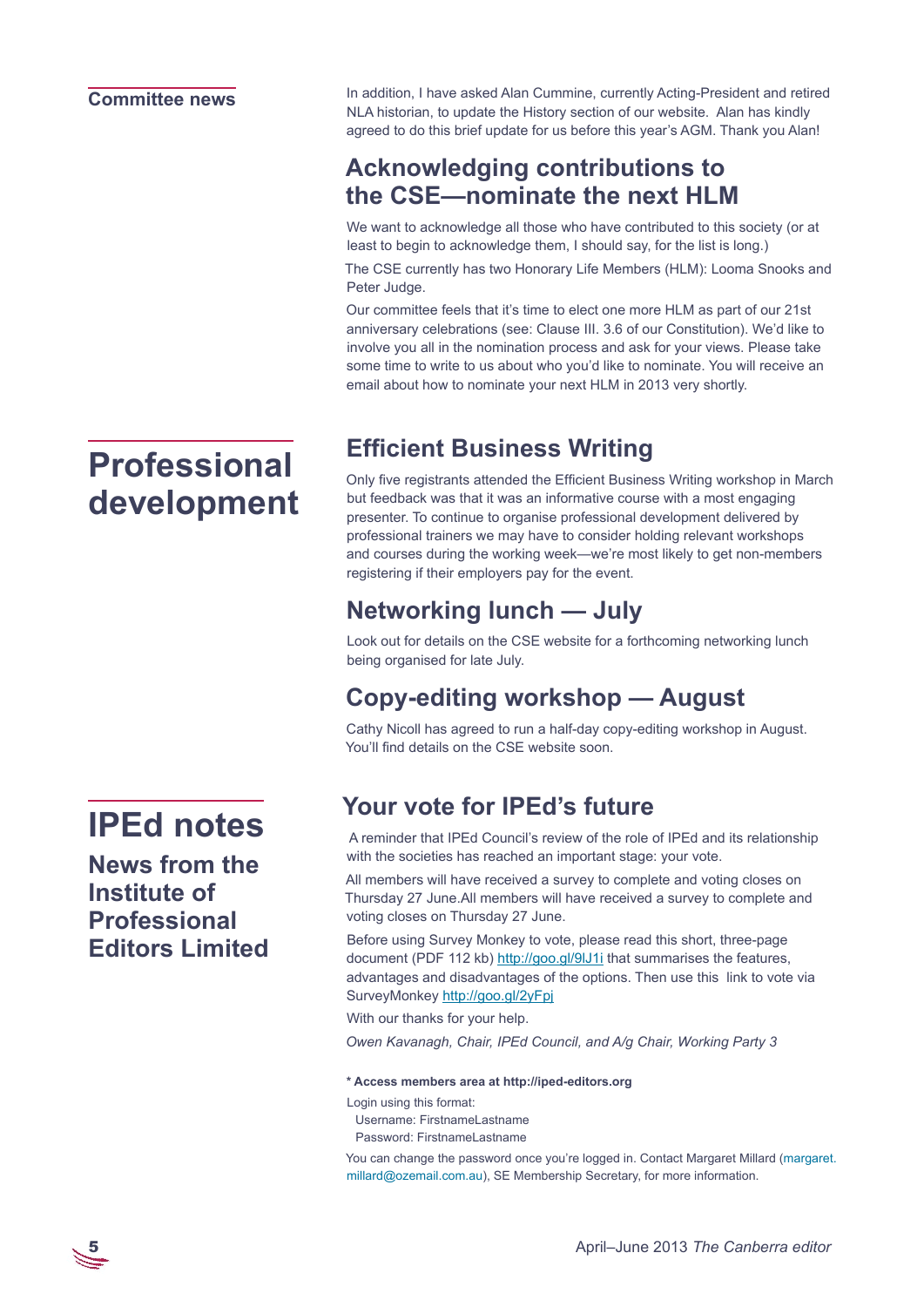## Committee news

In addition, I have asked Alan Cummine, currently Acting-President and retired NLA historian, to update the History section of our website. Alan has kindly agreed to do this brief update for us before this year's AGM. Thank you Alan!

### Acknowledging contributions to the CSE—nominate the next HLM

We want to acknowledge all those who have contributed to this society (or at least to begin to acknowledge them, I should say, for the list is long.)

The CSE currently has two Honorary Life Members (HLM): Looma Snooks and Peter Judge.

Our committee feels that it's time to elect one more HLM as part of our 21st anniversary celebrations (see: Clause III. 3.6 of our Constitution). We'd like to involve you all in the nomination process and ask for your views. Please take some time to write to us about who you'd like to nominate. You will receive an email about how to nominate your next HLM in 2013 very shortly.

# Professional development

### Efficient Business Writing

Only five registrants attended the Efficient Business Writing workshop in March but feedback was that it was an informative course with a most engaging presenter. To continue to organise professional development delivered by professional trainers we may have to consider holding relevant workshops and courses during the working week—we're most likely to get non-members registering if their employers pay for the event.

### Networking lunch — July

Look out for details on the CSE website for a forthcoming networking lunch being organised for late July.

### Copy-editing workshop — August

Cathy Nicoll has agreed to run a half-day copy-editing workshop in August. You'll find details on the CSE website soon.

# IPEd notes

## News from the Institute of Professional Editors Limited

### Your vote for IPEd's future

A reminder that IPEd Council's review of the role of IPEd and its relationship with the societies has reached an important stage: your vote.

All members will have received a survey to complete and voting closes on Thursday 27 June.All members will have received a survey to complete and voting closes on Thursday 27 June.

Before using Survey Monkey to vote, please read this short, three-page document (PDF 112 kb) http://goo.gl/9lJ1i that summarises the features, advantages and disadvantages of the options. Then use this link to vote via SurveyMonkey http://goo.gl/2yFpj

With our thanks for your help.

*Owen Kavanagh, Chair, IPEd Council, and A/g Chair, Working Party 3*

**\* Access members area at http://iped-editors.org**

Login using this format:
Username: FirstnameLastname
Password: FirstnameLastname

You can change the password once you're logged in. Contact Margaret Millard (margaret.millard@ozemail.com.au), SE Membership Secretary, for more information.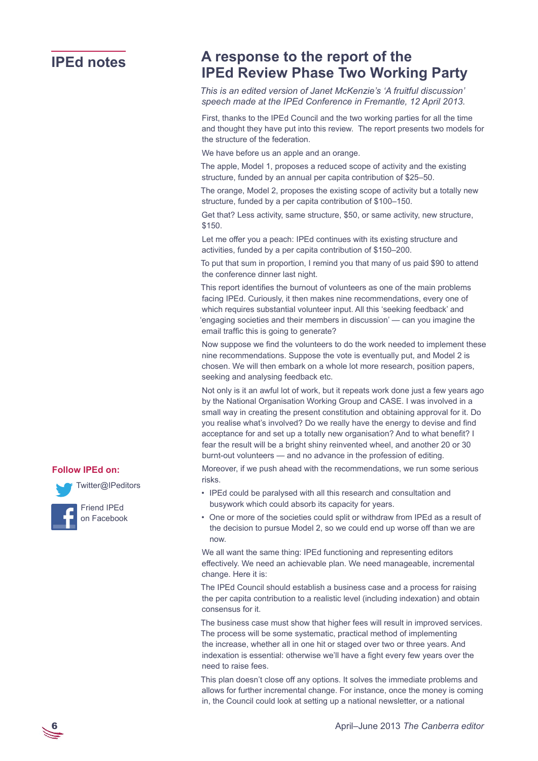## IPEd notes

# A response to the report of the IPEd Review Phase Two Working Party

*This is an edited version of Janet McKenzie's 'A fruitful discussion' speech made at the IPEd Conference in Fremantle, 12 April 2013.*

First, thanks to the IPEd Council and the two working parties for all the time and thought they have put into this review. The report presents two models for the structure of the federation.

We have before us an apple and an orange.

The apple, Model 1, proposes a reduced scope of activity and the existing structure, funded by an annual per capita contribution of $25–50.

The orange, Model 2, proposes the existing scope of activity but a totally new structure, funded by a per capita contribution of $100–150.

Get that? Less activity, same structure, $50, or same activity, new structure, $150.

Let me offer you a peach: IPEd continues with its existing structure and activities, funded by a per capita contribution of $150–200.

To put that sum in proportion, I remind you that many of us paid $90 to attend the conference dinner last night.

This report identifies the burnout of volunteers as one of the main problems facing IPEd. Curiously, it then makes nine recommendations, every one of which requires substantial volunteer input. All this 'seeking feedback' and 'engaging societies and their members in discussion' — can you imagine the email traffic this is going to generate?

Now suppose we find the volunteers to do the work needed to implement these nine recommendations. Suppose the vote is eventually put, and Model 2 is chosen. We will then embark on a whole lot more research, position papers, seeking and analysing feedback etc.

Not only is it an awful lot of work, but it repeats work done just a few years ago by the National Organisation Working Group and CASE. I was involved in a small way in creating the present constitution and obtaining approval for it. Do you realise what's involved? Do we really have the energy to devise and find acceptance for and set up a totally new organisation? And to what benefit? I fear the result will be a bright shiny reinvented wheel, and another 20 or 30 burnt-out volunteers — and no advance in the profession of editing.

Moreover, if we push ahead with the recommendations, we run some serious risks.

- IPEd could be paralysed with all this research and consultation and busywork which could absorb its capacity for years.
- One or more of the societies could split or withdraw from IPEd as a result of the decision to pursue Model 2, so we could end up worse off than we are now.

We all want the same thing: IPEd functioning and representing editors effectively. We need an achievable plan. We need manageable, incremental change. Here it is:

The IPEd Council should establish a business case and a process for raising the per capita contribution to a realistic level (including indexation) and obtain consensus for it.

The business case must show that higher fees will result in improved services. The process will be some systematic, practical method of implementing the increase, whether all in one hit or staged over two or three years. And indexation is essential: otherwise we'll have a fight every few years over the need to raise fees.

This plan doesn't close off any options. It solves the immediate problems and allows for further incremental change. For instance, once the money is coming in, the Council could look at setting up a national newsletter, or a national

**Follow IPEd on:**

Twitter@IPeditors

Friend IPEd on Facebook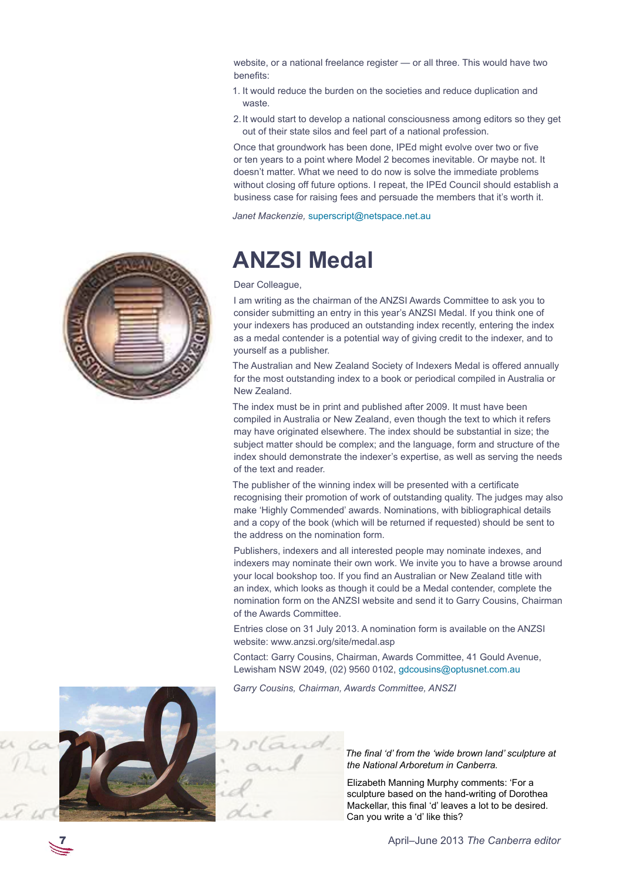website, or a national freelance register — or all three. This would have two benefits:

1. It would reduce the burden on the societies and reduce duplication and waste.
2. It would start to develop a national consciousness among editors so they get out of their state silos and feel part of a national profession.

Once that groundwork has been done, IPEd might evolve over two or five or ten years to a point where Model 2 becomes inevitable. Or maybe not. It doesn't matter. What we need to do now is solve the immediate problems without closing off future options. I repeat, the IPEd Council should establish a business case for raising fees and persuade the members that it's worth it.

*Janet Mackenzie,* superscript@netspace.net.au

# ANZSI Medal

Dear Colleague,

I am writing as the chairman of the ANZSI Awards Committee to ask you to consider submitting an entry in this year's ANZSI Medal. If you think one of your indexers has produced an outstanding index recently, entering the index as a medal contender is a potential way of giving credit to the indexer, and to yourself as a publisher.

The Australian and New Zealand Society of Indexers Medal is offered annually for the most outstanding index to a book or periodical compiled in Australia or New Zealand.

The index must be in print and published after 2009. It must have been compiled in Australia or New Zealand, even though the text to which it refers may have originated elsewhere. The index should be substantial in size; the subject matter should be complex; and the language, form and structure of the index should demonstrate the indexer's expertise, as well as serving the needs of the text and reader.

The publisher of the winning index will be presented with a certificate recognising their promotion of work of outstanding quality. The judges may also make 'Highly Commended' awards. Nominations, with bibliographical details and a copy of the book (which will be returned if requested) should be sent to the address on the nomination form.

Publishers, indexers and all interested people may nominate indexes, and indexers may nominate their own work. We invite you to have a browse around your local bookshop too. If you find an Australian or New Zealand title with an index, which looks as though it could be a Medal contender, complete the nomination form on the ANZSI website and send it to Garry Cousins, Chairman of the Awards Committee.

Entries close on 31 July 2013. A nomination form is available on the ANZSI website: www.anzsi.org/site/medal.asp

Contact: Garry Cousins, Chairman, Awards Committee, 41 Gould Avenue, Lewisham NSW 2049, (02) 9560 0102, gdcousins@optusnet.com.au

*Garry Cousins, Chairman, Awards Committee, ANSZI*

*The final 'd' from the 'wide brown land' sculpture at the National Arboretum in Canberra.*

Elizabeth Manning Murphy comments: 'For a sculpture based on the hand-writing of Dorothea Mackellar, this final 'd' leaves a lot to be desired. Can you write a 'd' like this?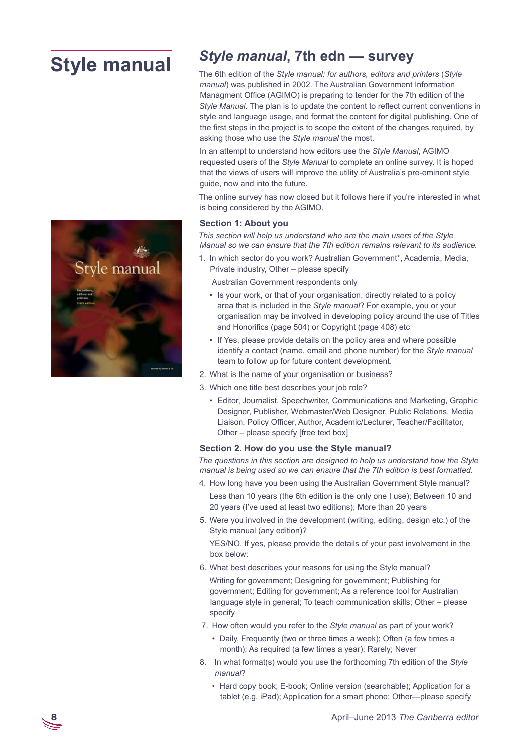# Style manual

## *Style manual*, 7th edn — survey

The 6th edition of the *Style manual: for authors, editors and printers* (*Style manual*) was published in 2002. The Australian Government Information Managment Office (AGIMO) is preparing to tender for the 7th edition of the *Style Manual*. The plan is to update the content to reflect current conventions in style and language usage, and format the content for digital publishing. One of the first steps in the project is to scope the extent of the changes required, by asking those who use the *Style manual* the most.

In an attempt to understand how editors use the *Style Manual*, AGIMO requested users of the *Style Manual* to complete an online survey. It is hoped that the views of users will improve the utility of Australia's pre-eminent style guide, now and into the future.

The online survey has now closed but it follows here if you're interested in what is being considered by the AGIMO.

### Section 1: About you

*This section will help us understand who are the main users of the Style Manual so we can ensure that the 7th edition remains relevant to its audience.*

1. In which sector do you work? Australian Government*, Academia, Media, Private industry, Other – please specify

   Australian Government respondents only

   - Is your work, or that of your organisation, directly related to a policy area that is included in the *Style manual*? For example, you or your organisation may be involved in developing policy around the use of Titles and Honorifics (page 504) or Copyright (page 408) etc
   - If Yes, please provide details on the policy area and where possible identify a contact (name, email and phone number) for the *Style manual* team to follow up for future content development.

2. What is the name of your organisation or business?
3. Which one title best describes your job role?
   - Editor, Journalist, Speechwriter, Communications and Marketing, Graphic Designer, Publisher, Webmaster/Web Designer, Public Relations, Media Liaison, Policy Officer, Author, Academic/Lecturer, Teacher/Facilitator, Other – please specify [free text box]

### Section 2. How do you use the Style manual?

*The questions in this section are designed to help us understand how the Style manual is being used so we can ensure that the 7th edition is best formatted.*

4. How long have you been using the Australian Government Style manual?

   Less than 10 years (the 6th edition is the only one I use); Between 10 and 20 years (I've used at least two editions); More than 20 years

5. Were you involved in the development (writing, editing, design etc.) of the Style manual (any edition)?

   YES/NO. If yes, please provide the details of your past involvement in the box below:

6. What best describes your reasons for using the Style manual?

   Writing for government; Designing for government; Publishing for government; Editing for government; As a reference tool for Australian language style in general; To teach communication skills; Other – please specify

7. How often would you refer to the *Style manual* as part of your work?
   - Daily, Frequently (two or three times a week); Often (a few times a month); As required (a few times a year); Rarely; Never

8. In what format(s) would you use the forthcoming 7th edition of the *Style manual*?
   - Hard copy book; E-book; Online version (searchable); Application for a tablet (e.g. iPad); Application for a smart phone; Other—please specify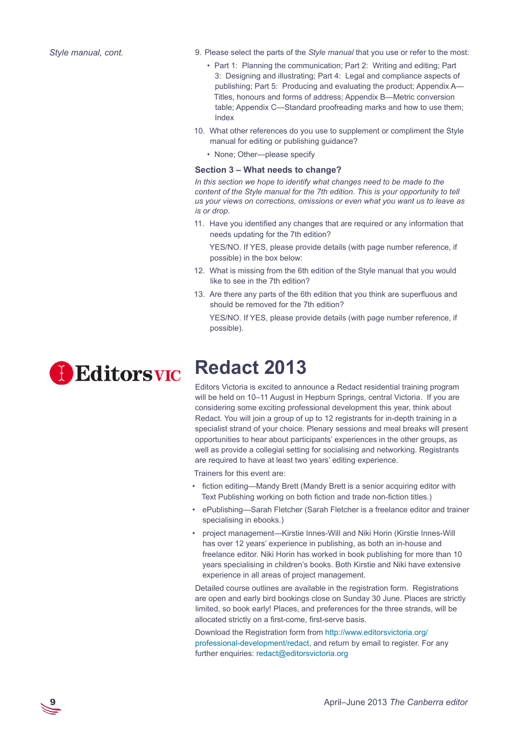*Style manual, cont.*

9. Please select the parts of the *Style manual* that you use or refer to the most:
   - Part 1: Planning the communication; Part 2: Writing and editing; Part 3: Designing and illustrating; Part 4: Legal and compliance aspects of publishing; Part 5: Producing and evaluating the product; Appendix A—Titles, honours and forms of address; Appendix B—Metric conversion table; Appendix C—Standard proofreading marks and how to use them; Index
10. What other references do you use to supplement or compliment the Style manual for editing or publishing guidance?
    - None; Other—please specify

### Section 3 – What needs to change?

*In this section we hope to identify what changes need to be made to the content of the Style manual for the 7th edition. This is your opportunity to tell us your views on corrections, omissions or even what you want us to leave as is or drop.*

11. Have you identified any changes that are required or any information that needs updating for the 7th edition?

    YES/NO. If YES, please provide details (with page number reference, if possible) in the box below:
12. What is missing from the 6th edition of the Style manual that you would like to see in the 7th edition?
13. Are there any parts of the 6th edition that you think are superfluous and should be removed for the 7th edition?

    YES/NO. If YES, please provide details (with page number reference, if possible).

EditorsVIC

# Redact 2013

Editors Victoria is excited to announce a Redact residential training program will be held on 10–11 August in Hepburn Springs, central Victoria. If you are considering some exciting professional development this year, think about Redact. You will join a group of up to 12 registrants for in-depth training in a specialist strand of your choice. Plenary sessions and meal breaks will present opportunities to hear about participants' experiences in the other groups, as well as provide a collegial setting for socialising and networking. Registrants are required to have at least two years' editing experience.

Trainers for this event are:

- fiction editing—Mandy Brett (Mandy Brett is a senior acquiring editor with Text Publishing working on both fiction and trade non-fiction titles.)
- ePublishing—Sarah Fletcher (Sarah Fletcher is a freelance editor and trainer specialising in ebooks.)
- project management—Kirstie Innes-Will and Niki Horin (Kirstie Innes-Will has over 12 years' experience in publishing, as both an in-house and freelance editor. Niki Horin has worked in book publishing for more than 10 years specialising in children's books. Both Kirstie and Niki have extensive experience in all areas of project management.

Detailed course outlines are available in the registration form. Registrations are open and early bird bookings close on Sunday 30 June. Places are strictly limited, so book early! Places, and preferences for the three strands, will be allocated strictly on a first-come, first-serve basis.

Download the Registration form from http://www.editorsvictoria.org/professional-development/redact, and return by email to register. For any further enquiries: redact@editorsvictoria.org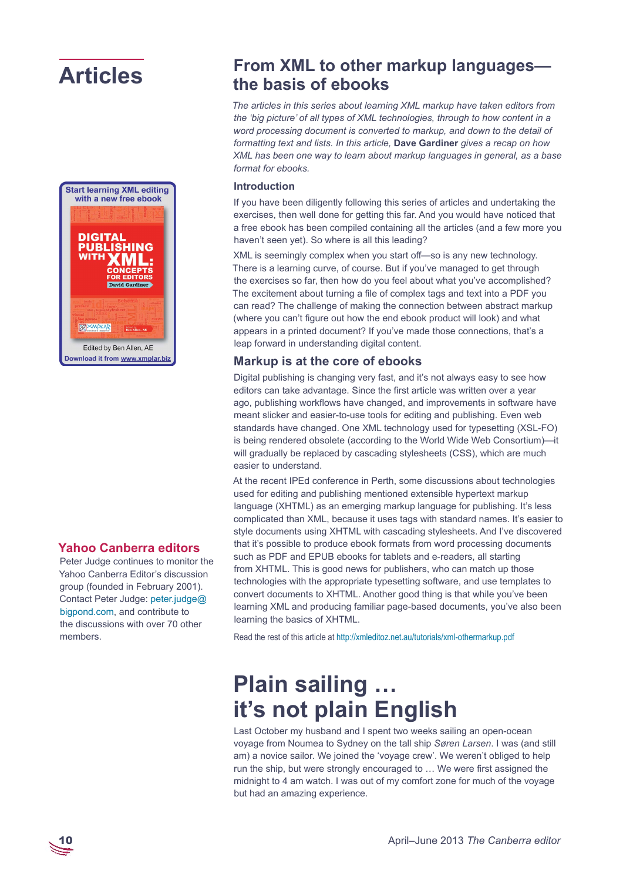# Articles

Start learning XML editing with a new free ebook

DIGITAL PUBLISHING WITH XML: CONCEPTS FOR EDITORS

David Gardiner

Edited by Ben Allen, AE

Download it from www.xmplar.biz

## Yahoo Canberra editors

Peter Judge continues to monitor the Yahoo Canberra Editor's discussion group (founded in February 2001). Contact Peter Judge: peter.judge@bigpond.com, and contribute to the discussions with over 70 other members.

# From XML to other markup languages—the basis of ebooks

*The articles in this series about learning XML markup have taken editors from the 'big picture' of all types of XML technologies, through to how content in a word processing document is converted to markup, and down to the detail of formatting text and lists. In this article,* **Dave Gardiner** *gives a recap on how XML has been one way to learn about markup languages in general, as a base format for ebooks.*

### Introduction

If you have been diligently following this series of articles and undertaking the exercises, then well done for getting this far. And you would have noticed that a free ebook has been compiled containing all the articles (and a few more you haven't seen yet). So where is all this leading?

XML is seemingly complex when you start off—so is any new technology. There is a learning curve, of course. But if you've managed to get through the exercises so far, then how do you feel about what you've accomplished? The excitement about turning a file of complex tags and text into a PDF you can read? The challenge of making the connection between abstract markup (where you can't figure out how the end ebook product will look) and what appears in a printed document? If you've made those connections, that's a leap forward in understanding digital content.

## Markup is at the core of ebooks

Digital publishing is changing very fast, and it's not always easy to see how editors can take advantage. Since the first article was written over a year ago, publishing workflows have changed, and improvements in software have meant slicker and easier-to-use tools for editing and publishing. Even web standards have changed. One XML technology used for typesetting (XSL-FO) is being rendered obsolete (according to the World Wide Web Consortium)—it will gradually be replaced by cascading stylesheets (CSS), which are much easier to understand.

At the recent IPEd conference in Perth, some discussions about technologies used for editing and publishing mentioned extensible hypertext markup language (XHTML) as an emerging markup language for publishing. It's less complicated than XML, because it uses tags with standard names. It's easier to style documents using XHTML with cascading stylesheets. And I've discovered that it's possible to produce ebook formats from word processing documents such as PDF and EPUB ebooks for tablets and e-readers, all starting from XHTML. This is good news for publishers, who can match up those technologies with the appropriate typesetting software, and use templates to convert documents to XHTML. Another good thing is that while you've been learning XML and producing familiar page-based documents, you've also been learning the basics of XHTML.

Read the rest of this article at http://xmleditoz.net.au/tutorials/xml-othermarkup.pdf

# Plain sailing … it's not plain English

Last October my husband and I spent two weeks sailing an open-ocean voyage from Noumea to Sydney on the tall ship *Søren Larsen*. I was (and still am) a novice sailor. We joined the 'voyage crew'. We weren't obliged to help run the ship, but were strongly encouraged to … We were first assigned the midnight to 4 am watch. I was out of my comfort zone for much of the voyage but had an amazing experience.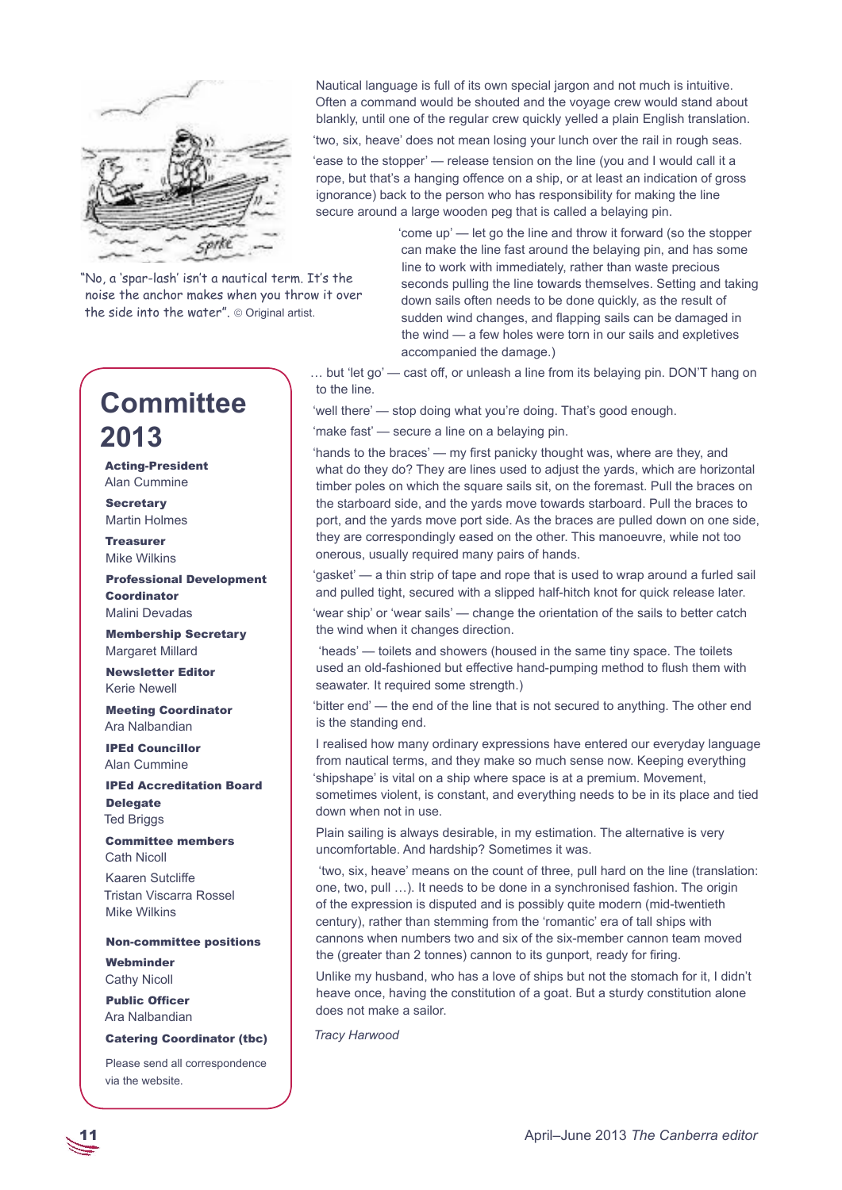"No, a 'spar-lash' isn't a nautical term. It's the noise the anchor makes when you throw it over the side into the water". © Original artist.

Nautical language is full of its own special jargon and not much is intuitive. Often a command would be shouted and the voyage crew would stand about blankly, until one of the regular crew quickly yelled a plain English translation.

'two, six, heave' does not mean losing your lunch over the rail in rough seas.

'ease to the stopper' — release tension on the line (you and I would call it a rope, but that's a hanging offence on a ship, or at least an indication of gross ignorance) back to the person who has responsibility for making the line secure around a large wooden peg that is called a belaying pin.

'come up' — let go the line and throw it forward (so the stopper can make the line fast around the belaying pin, and has some line to work with immediately, rather than waste precious seconds pulling the line towards themselves. Setting and taking down sails often needs to be done quickly, as the result of sudden wind changes, and flapping sails can be damaged in the wind — a few holes were torn in our sails and expletives accompanied the damage.)

… but 'let go' — cast off, or unleash a line from its belaying pin. DON'T hang on to the line.

'well there' — stop doing what you're doing. That's good enough.

'make fast' — secure a line on a belaying pin.

'hands to the braces' — my first panicky thought was, where are they, and what do they do? They are lines used to adjust the yards, which are horizontal timber poles on which the square sails sit, on the foremast. Pull the braces on the starboard side, and the yards move towards starboard. Pull the braces to port, and the yards move port side. As the braces are pulled down on one side, they are correspondingly eased on the other. This manoeuvre, while not too onerous, usually required many pairs of hands.

'gasket' — a thin strip of tape and rope that is used to wrap around a furled sail and pulled tight, secured with a slipped half-hitch knot for quick release later.

'wear ship' or 'wear sails' — change the orientation of the sails to better catch the wind when it changes direction.

'heads' — toilets and showers (housed in the same tiny space. The toilets used an old-fashioned but effective hand-pumping method to flush them with seawater. It required some strength.)

'bitter end' — the end of the line that is not secured to anything. The other end is the standing end.

I realised how many ordinary expressions have entered our everyday language from nautical terms, and they make so much sense now. Keeping everything 'shipshape' is vital on a ship where space is at a premium. Movement, sometimes violent, is constant, and everything needs to be in its place and tied down when not in use.

Plain sailing is always desirable, in my estimation. The alternative is very uncomfortable. And hardship? Sometimes it was.

'two, six, heave' means on the count of three, pull hard on the line (translation: one, two, pull …). It needs to be done in a synchronised fashion. The origin of the expression is disputed and is possibly quite modern (mid-twentieth century), rather than stemming from the 'romantic' era of tall ships with cannons when numbers two and six of the six-member cannon team moved the (greater than 2 tonnes) cannon to its gunport, ready for firing.

Unlike my husband, who has a love of ships but not the stomach for it, I didn't heave once, having the constitution of a goat. But a sturdy constitution alone does not make a sailor.

*Tracy Harwood*

## Committee 2013

**Acting-President**
Alan Cummine

**Secretary**
Martin Holmes

**Treasurer**
Mike Wilkins

**Professional Development Coordinator**
Malini Devadas

**Membership Secretary**
Margaret Millard

**Newsletter Editor**
Kerie Newell

**Meeting Coordinator**
Ara Nalbandian

**IPEd Councillor**
Alan Cummine

**IPEd Accreditation Board Delegate**
Ted Briggs

**Committee members**
Cath Nicoll

Kaaren Sutcliffe
Tristan Viscarra Rossel
Mike Wilkins

**Non-committee positions**

**Webminder**
Cathy Nicoll

**Public Officer**
Ara Nalbandian

**Catering Coordinator (tbc)**

Please send all correspondence via the website.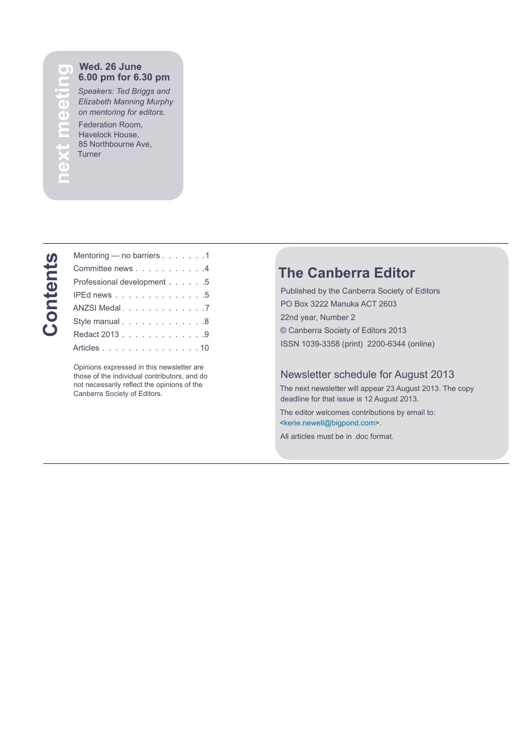## next meeting

**Wed. 26 June**
**6.00 pm for 6.30 pm**

*Speakers: Ted Briggs and Elizabeth Manning Murphy on mentoring for editors.*

Federation Room,
Havelock House,
85 Northbourne Ave,
Turner

## Contents

Mentoring — no barriers . . . . . . .1
Committee news . . . . . . . . . . .4
Professional development . . . . . .5
IPEd news . . . . . . . . . . . . . .5
ANZSI Medal . . . . . . . . . . . . .7
Style manual . . . . . . . . . . . . .8
Redact 2013 . . . . . . . . . . . . .9
Articles . . . . . . . . . . . . . . . 10

Opinions expressed in this newsletter are those of the individual contributors, and do not necessarily reflect the opinions of the Canberra Society of Editors.

## The Canberra Editor

Published by the Canberra Society of Editors
PO Box 3222 Manuka ACT 2603
22nd year, Number 2
© Canberra Society of Editors 2013
ISSN 1039-3358 (print) 2200-6344 (online)

### Newsletter schedule for August 2013

The next newsletter will appear 23 August 2013. The copy deadline for that issue is 12 August 2013.

The editor welcomes contributions by email to: <kerie.newell@bigpond.com>.

All articles must be in .doc format.